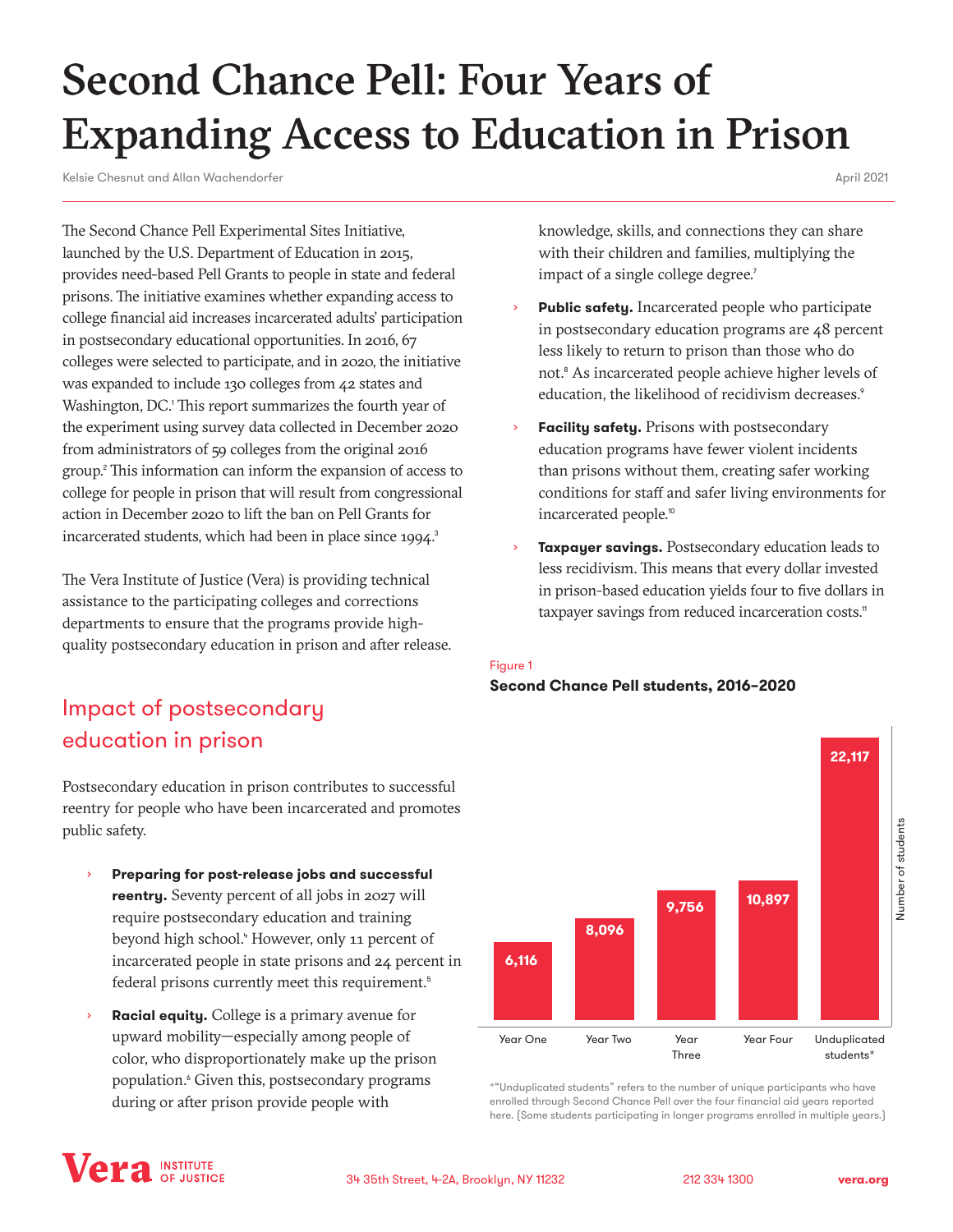# Second Chance Pell: Four Years of Expanding Access to Education in Prison

Kelsie Chesnut and Allan Wachendorfer

April 2021

The Second Chance Pell Experimental Sites Initiative, launched by the U.S. Department of Education in 2015, provides need-based Pell Grants to people in state and federal prisons. The initiative examines whether expanding access to college financial aid increases incarcerated adults' participation in postsecondary educational opportunities. In 2016, 67 colleges were selected to participate, and in 2020, the initiative was expanded to include 130 colleges from 42 states and Washington, DC.[1] This report summarizes the fourth year of the experiment using survey data collected in December 2020 from administrators of 59 colleges from the original 2016 group.[2] This information can inform the expansion of access to college for people in prison that will result from congressional action in December 2020 to lift the ban on Pell Grants for incarcerated students, which had been in place since 1994.[3]

The Vera Institute of Justice (Vera) is providing technical assistance to the participating colleges and corrections departments to ensure that the programs provide high-quality postsecondary education in prison and after release.

## Impact of postsecondary education in prison

Postsecondary education in prison contributes to successful reentry for people who have been incarcerated and promotes public safety.

- **Preparing for post-release jobs and successful reentry.** Seventy percent of all jobs in 2027 will require postsecondary education and training beyond high school.[4] However, only 11 percent of incarcerated people in state prisons and 24 percent in federal prisons currently meet this requirement.[5]
- **Racial equity.** College is a primary avenue for upward mobility—especially among people of color, who disproportionately make up the prison population.[6] Given this, postsecondary programs during or after prison provide people with knowledge, skills, and connections they can share with their children and families, multiplying the impact of a single college degree.[7]
- **Public safety.** Incarcerated people who participate in postsecondary education programs are 48 percent less likely to return to prison than those who do not.[8] As incarcerated people achieve higher levels of education, the likelihood of recidivism decreases.[9]
- **Facility safety.** Prisons with postsecondary education programs have fewer violent incidents than prisons without them, creating safer working conditions for staff and safer living environments for incarcerated people.[10]
- **Taxpayer savings.** Postsecondary education leads to less recidivism. This means that every dollar invested in prison-based education yields four to five dollars in taxpayer savings from reduced incarceration costs.[11]

Figure 1

**Second Chance Pell students, 2016–2020**

| | Number of students |
|---|---|
| Year One | 6,116 |
| Year Two | 8,096 |
| Year Three | 9,756 |
| Year Four | 10,897 |
| Unduplicated students* | 22,117 |

*"Unduplicated students" refers to the number of unique participants who have enrolled through Second Chance Pell over the four financial aid years reported here. (Some students participating in longer programs enrolled in multiple years.)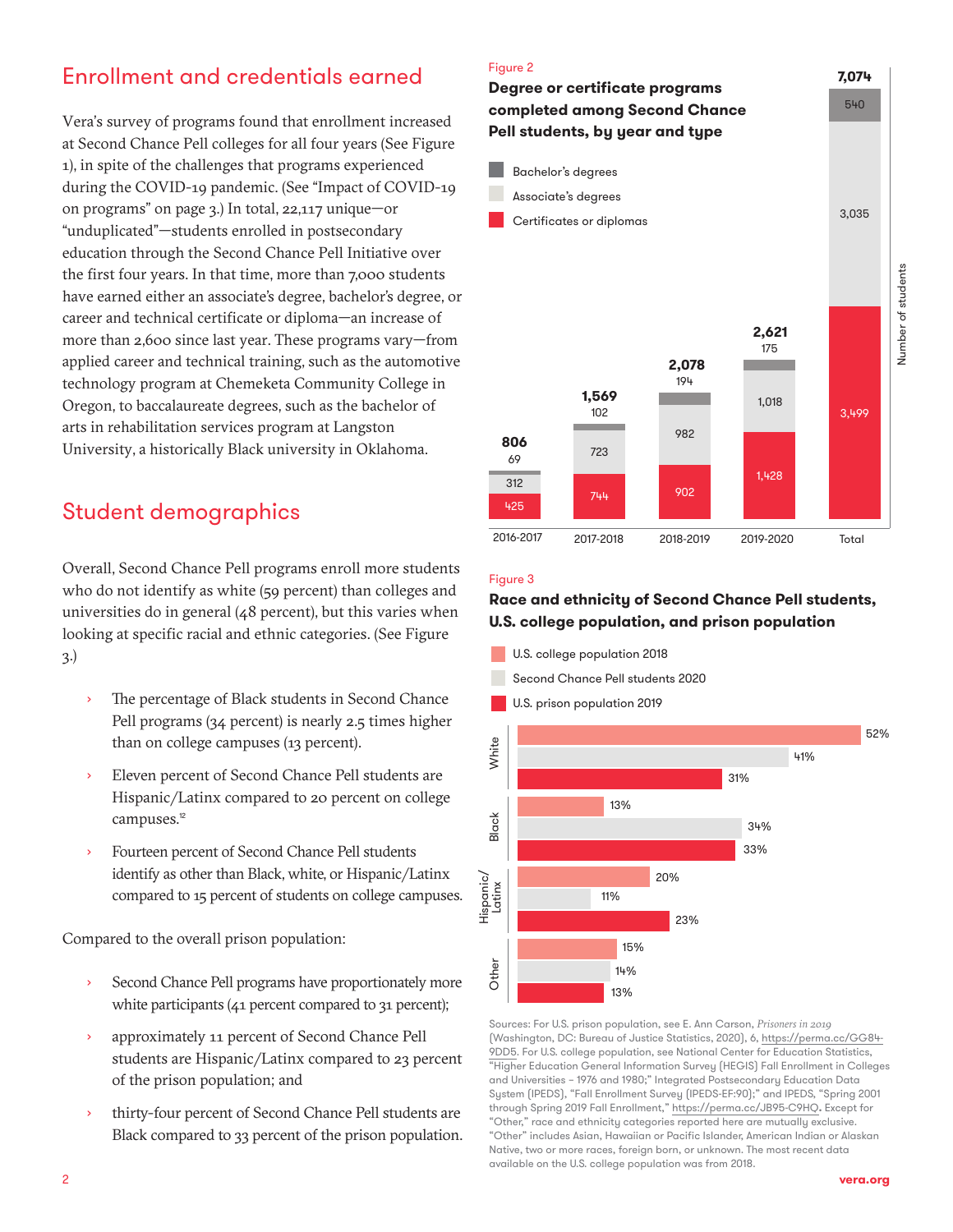## Enrollment and credentials earned

Vera's survey of programs found that enrollment increased at Second Chance Pell colleges for all four years (See Figure 1), in spite of the challenges that programs experienced during the COVID-19 pandemic. (See "Impact of COVID-19 on programs" on page 3.) In total, 22,117 unique—or "unduplicated"—students enrolled in postsecondary education through the Second Chance Pell Initiative over the first four years. In that time, more than 7,000 students have earned either an associate's degree, bachelor's degree, or career and technical certificate or diploma—an increase of more than 2,600 since last year. These programs vary—from applied career and technical training, such as the automotive technology program at Chemeketa Community College in Oregon, to baccalaureate degrees, such as the bachelor of arts in rehabilitation services program at Langston University, a historically Black university in Oklahoma.

## Student demographics

Overall, Second Chance Pell programs enroll more students who do not identify as white (59 percent) than colleges and universities do in general (48 percent), but this varies when looking at specific racial and ethnic categories. (See Figure 3.)

- The percentage of Black students in Second Chance Pell programs (34 percent) is nearly 2.5 times higher than on college campuses (13 percent).
- Eleven percent of Second Chance Pell students are Hispanic/Latinx compared to 20 percent on college campuses.[12]
- Fourteen percent of Second Chance Pell students identify as other than Black, white, or Hispanic/Latinx compared to 15 percent of students on college campuses.

Compared to the overall prison population:

- Second Chance Pell programs have proportionately more white participants (41 percent compared to 31 percent);
- approximately 11 percent of Second Chance Pell students are Hispanic/Latinx compared to 23 percent of the prison population; and
- thirty-four percent of Second Chance Pell students are Black compared to 33 percent of the prison population.

Figure 2

**Degree or certificate programs completed among Second Chance Pell students, by year and type**

| Number of students | 2016-2017 | 2017-2018 | 2018-2019 | 2019-2020 | Total |
|---|---|---|---|---|---|
| Bachelor's degrees | 69 | 102 | 194 | 175 | 540 |
| Associate's degrees | 312 | 723 | 982 | 1,018 | 3,035 |
| Certificates or diplomas | 425 | 744 | 902 | 1,428 | 3,499 |
| Total | 806 | 1,569 | 2,078 | 2,621 | 7,074 |

Figure 3

**Race and ethnicity of Second Chance Pell students, U.S. college population, and prison population**

| | U.S. college population 2018 | Second Chance Pell students 2020 | U.S. prison population 2019 |
|---|---|---|---|
| White | 52% | 41% | 31% |
| Black | 13% | 34% | 33% |
| Hispanic/Latinx | 20% | 11% | 23% |
| Other | 15% | 14% | 13% |

Sources: For U.S. prison population, see E. Ann Carson, *Prisoners in 2019* (Washington, DC: Bureau of Justice Statistics, 2020), 6, https://perma.cc/GG84-9DD5. For U.S. college population, see National Center for Education Statistics, "Higher Education General Information Survey (HEGIS) Fall Enrollment in Colleges and Universities – 1976 and 1980;" Integrated Postsecondary Education Data System (IPEDS), "Fall Enrollment Survey (IPEDS-EF:90);" and IPEDS, "Spring 2001 through Spring 2019 Fall Enrollment," https://perma.cc/JB95-C9HQ. Except for "Other," race and ethnicity categories reported here are mutually exclusive. "Other" includes Asian, Hawaiian or Pacific Islander, American Indian or Alaskan Native, two or more races, foreign born, or unknown. The most recent data available on the U.S. college population was from 2018.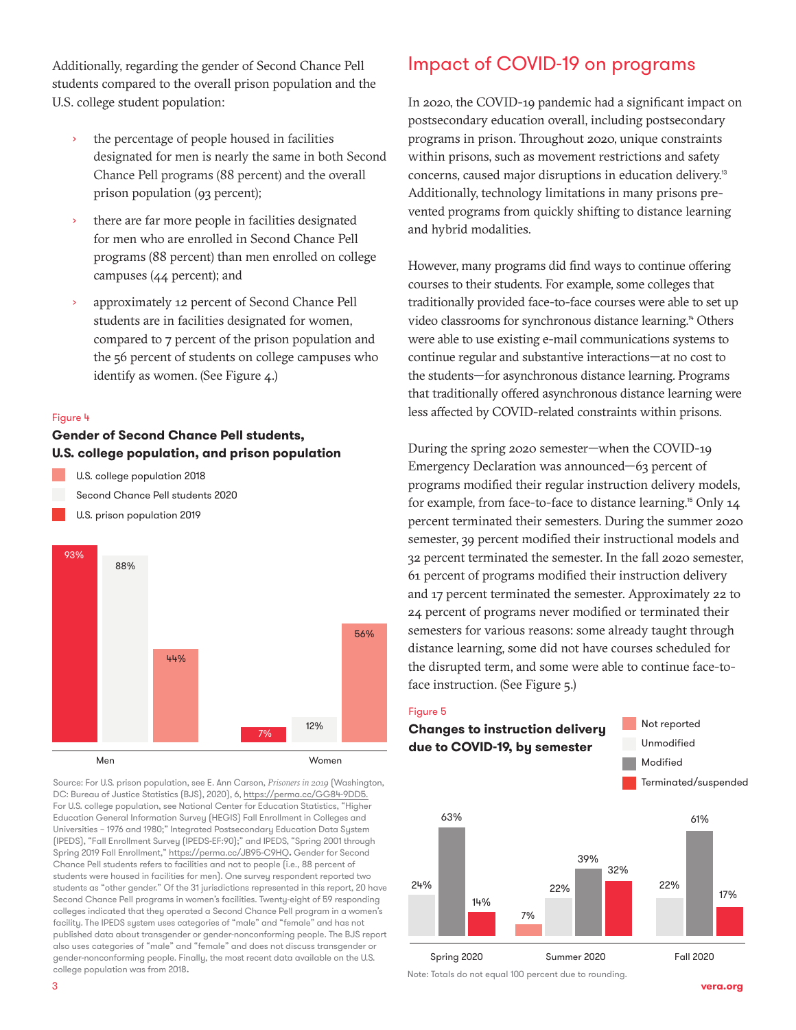Additionally, regarding the gender of Second Chance Pell students compared to the overall prison population and the U.S. college student population:

- the percentage of people housed in facilities designated for men is nearly the same in both Second Chance Pell programs (88 percent) and the overall prison population (93 percent);
- there are far more people in facilities designated for men who are enrolled in Second Chance Pell programs (88 percent) than men enrolled on college campuses (44 percent); and
- approximately 12 percent of Second Chance Pell students are in facilities designated for women, compared to 7 percent of the prison population and the 56 percent of students on college campuses who identify as women. (See Figure 4.)

Figure 4

**Gender of Second Chance Pell students, U.S. college population, and prison population**

| | U.S. prison population 2019 | Second Chance Pell students 2020 | U.S. college population 2018 |
|---|---|---|---|
| Men | 93% | 88% | 44% |
| Women | 7% | 12% | 56% |

Source: For U.S. prison population, see E. Ann Carson, *Prisoners in 2019* (Washington, DC: Bureau of Justice Statistics (BJS), 2020), 6, https://perma.cc/GG84-9DD5. For U.S. college population, see National Center for Education Statistics, "Higher Education General Information Survey (HEGIS) Fall Enrollment in Colleges and Universities - 1976 and 1980;" Integrated Postsecondary Education Data System (IPEDS), "Fall Enrollment Survey (IPEDS-EF:90);" and IPEDS, "Spring 2001 through Spring 2019 Fall Enrollment," https://perma.cc/JB95-C9HQ. Gender for Second Chance Pell students refers to facilities and not to people (i.e., 88 percent of students were housed in facilities for men). One survey respondent reported two students as "other gender." Of the 31 jurisdictions represented in this report, 20 have Second Chance Pell programs in women's facilities. Twenty-eight of 59 responding colleges indicated that they operated a Second Chance Pell program in a women's facility. The IPEDS system uses categories of "male" and "female" and has not published data about transgender or gender-nonconforming people. The BJS report also uses categories of "male" and "female" and does not discuss transgender or gender-nonconforming people. Finally, the most recent data available on the U.S. college population was from 2018.

## Impact of COVID-19 on programs

In 2020, the COVID-19 pandemic had a significant impact on postsecondary education overall, including postsecondary programs in prison. Throughout 2020, unique constraints within prisons, such as movement restrictions and safety concerns, caused major disruptions in education delivery.[13] Additionally, technology limitations in many prisons prevented programs from quickly shifting to distance learning and hybrid modalities.

However, many programs did find ways to continue offering courses to their students. For example, some colleges that traditionally provided face-to-face courses were able to set up video classrooms for synchronous distance learning.[14] Others were able to use existing e-mail communications systems to continue regular and substantive interactions—at no cost to the students—for asynchronous distance learning. Programs that traditionally offered asynchronous distance learning were less affected by COVID-related constraints within prisons.

During the spring 2020 semester—when the COVID-19 Emergency Declaration was announced—63 percent of programs modified their regular instruction delivery models, for example, from face-to-face to distance learning.[15] Only 14 percent terminated their semesters. During the summer 2020 semester, 39 percent modified their instructional models and 32 percent terminated the semester. In the fall 2020 semester, 61 percent of programs modified their instruction delivery and 17 percent terminated the semester. Approximately 22 to 24 percent of programs never modified or terminated their semesters for various reasons: some already taught through distance learning, some did not have courses scheduled for the disrupted term, and some were able to continue face-to-face instruction. (See Figure 5.)

Figure 5

**Changes to instruction delivery due to COVID-19, by semester**

| | Not reported | Unmodified | Modified | Terminated/suspended |
|---|---|---|---|---|
| Spring 2020 | | 24% | 63% | 14% |
| Summer 2020 | 7% | 22% | 39% | 32% |
| Fall 2020 | | 22% | 61% | 17% |

Note: Totals do not equal 100 percent due to rounding.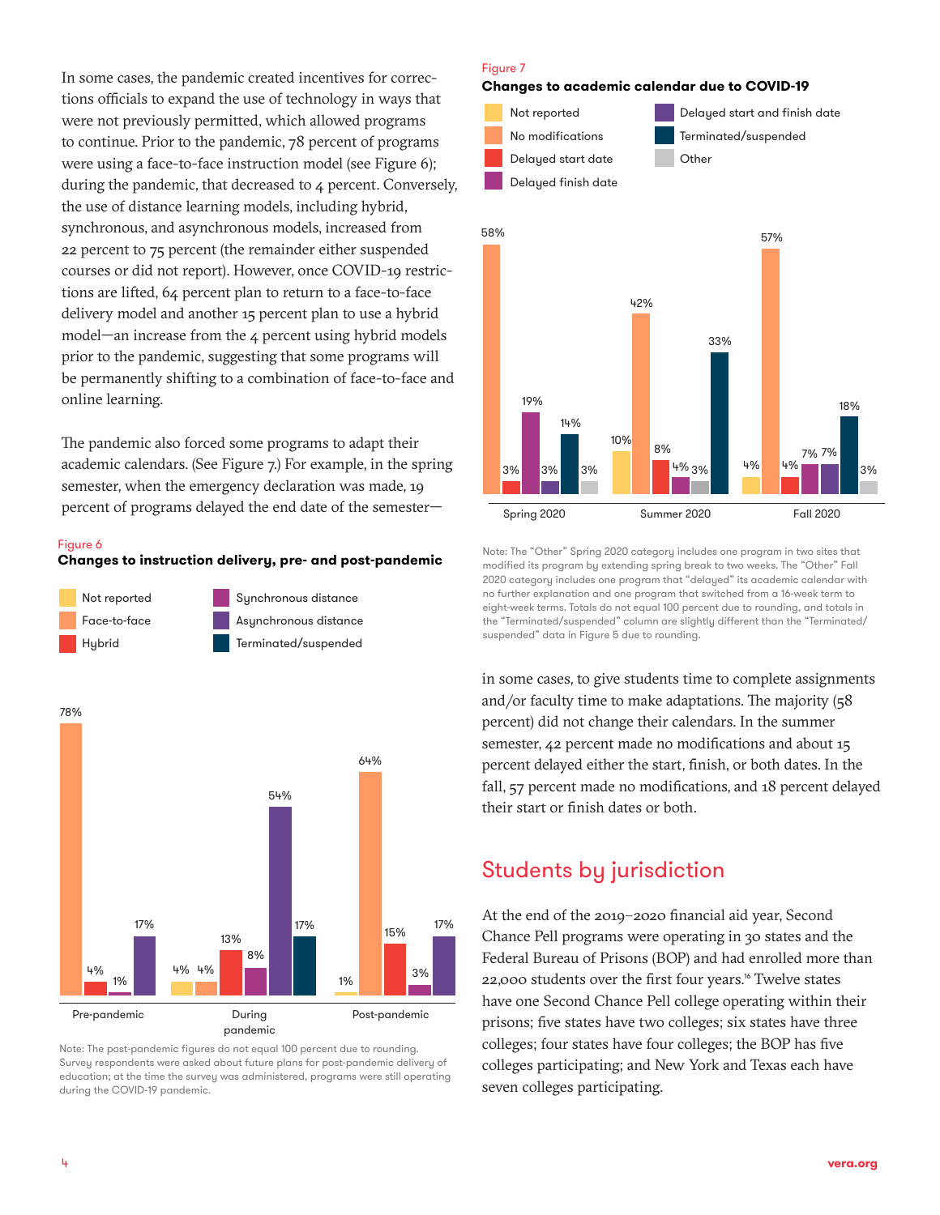In some cases, the pandemic created incentives for corrections officials to expand the use of technology in ways that were not previously permitted, which allowed programs to continue. Prior to the pandemic, 78 percent of programs were using a face-to-face instruction model (see Figure 6); during the pandemic, that decreased to 4 percent. Conversely, the use of distance learning models, including hybrid, synchronous, and asynchronous models, increased from 22 percent to 75 percent (the remainder either suspended courses or did not report). However, once COVID-19 restrictions are lifted, 64 percent plan to return to a face-to-face delivery model and another 15 percent plan to use a hybrid model—an increase from the 4 percent using hybrid models prior to the pandemic, suggesting that some programs will be permanently shifting to a combination of face-to-face and online learning.

The pandemic also forced some programs to adapt their academic calendars. (See Figure 7.) For example, in the spring semester, when the emergency declaration was made, 19 percent of programs delayed the end date of the semester—in some cases, to give students time to complete assignments and/or faculty time to make adaptations. The majority (58 percent) did not change their calendars. In the summer semester, 42 percent made no modifications and about 15 percent delayed either the start, finish, or both dates. In the fall, 57 percent made no modifications, and 18 percent delayed their start or finish dates or both.

Figure 6

**Changes to instruction delivery, pre- and post-pandemic**

| | Not reported | Face-to-face | Hybrid | Synchronous distance | Asynchronous distance | Terminated/suspended |
|---|---|---|---|---|---|---|
| Pre-pandemic | | 78% | 4% | 1% | 17% | |
| During pandemic | 4% | 4% | 13% | 8% | 54% | 17% |
| Post-pandemic | 1% | 64% | 15% | 3% | 17% | |

Note: The post-pandemic figures do not equal 100 percent due to rounding. Survey respondents were asked about future plans for post-pandemic delivery of education; at the time the survey was administered, programs were still operating during the COVID-19 pandemic.

Figure 7

**Changes to academic calendar due to COVID-19**

| | Not reported | No modifications | Delayed start date | Delayed finish date | Delayed start and finish date | Terminated/suspended | Other |
|---|---|---|---|---|---|---|---|
| Spring 2020 | | 58% | 3% | 19% | 3% | 14% | 3% |
| Summer 2020 | 10% | 42% | 8% | 4% | | 33% | 3% |
| Fall 2020 | 4% | 57% | 4% | 7% | 7% | 18% | 3% |

Note: The "Other" Spring 2020 category includes one program in two sites that modified its program by extending spring break to two weeks. The "Other" Fall 2020 category includes one program that "delayed" its academic calendar with no further explanation and one program that switched from a 16-week term to eight-week terms. Totals do not equal 100 percent due to rounding, and totals in the "Terminated/suspended" column are slightly different than the "Terminated/suspended" data in Figure 5 due to rounding.

## Students by jurisdiction

At the end of the 2019–2020 financial aid year, Second Chance Pell programs were operating in 30 states and the Federal Bureau of Prisons (BOP) and had enrolled more than 22,000 students over the first four years.[16] Twelve states have one Second Chance Pell college operating within their prisons; five states have two colleges; six states have three colleges; four states have four colleges; the BOP has five colleges participating; and New York and Texas each have seven colleges participating.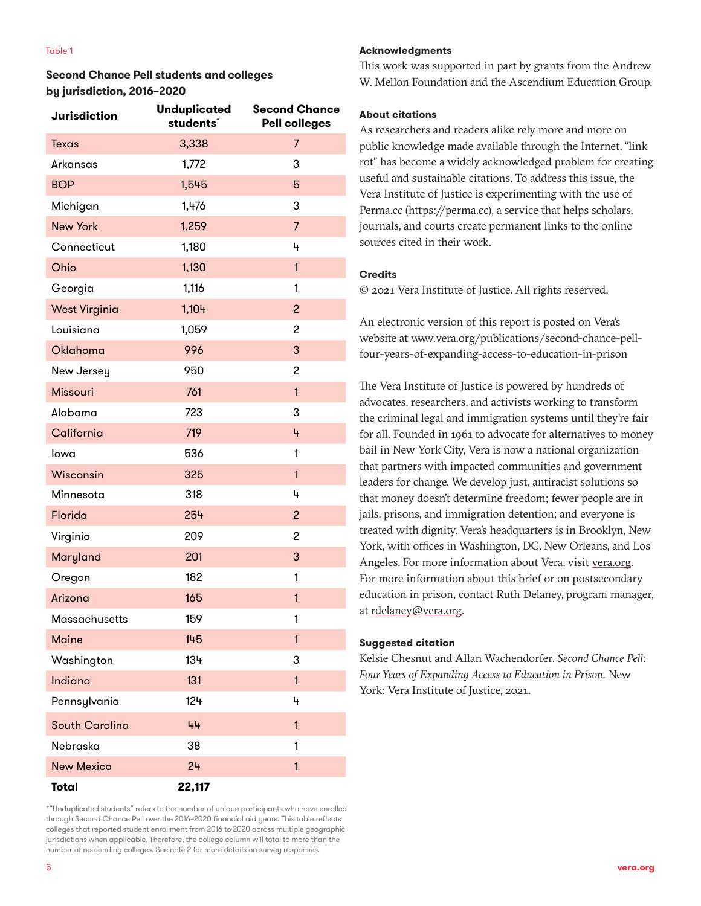Table 1

**Second Chance Pell students and colleges by jurisdiction, 2016–2020**

| Jurisdiction | Unduplicated students* | Second Chance Pell colleges |
|---|---|---|
| Texas | 3,338 | 7 |
| Arkansas | 1,772 | 3 |
| BOP | 1,545 | 5 |
| Michigan | 1,476 | 3 |
| New York | 1,259 | 7 |
| Connecticut | 1,180 | 4 |
| Ohio | 1,130 | 1 |
| Georgia | 1,116 | 1 |
| West Virginia | 1,104 | 2 |
| Louisiana | 1,059 | 2 |
| Oklahoma | 996 | 3 |
| New Jersey | 950 | 2 |
| Missouri | 761 | 1 |
| Alabama | 723 | 3 |
| California | 719 | 4 |
| Iowa | 536 | 1 |
| Wisconsin | 325 | 1 |
| Minnesota | 318 | 4 |
| Florida | 254 | 2 |
| Virginia | 209 | 2 |
| Maryland | 201 | 3 |
| Oregon | 182 | 1 |
| Arizona | 165 | 1 |
| Massachusetts | 159 | 1 |
| Maine | 145 | 1 |
| Washington | 134 | 3 |
| Indiana | 131 | 1 |
| Pennsylvania | 124 | 4 |
| South Carolina | 44 | 1 |
| Nebraska | 38 | 1 |
| New Mexico | 24 | 1 |
| **Total** | **22,117** | |

*"Unduplicated students" refers to the number of unique participants who have enrolled through Second Chance Pell over the 2016–2020 financial aid years. This table reflects colleges that reported student enrollment from 2016 to 2020 across multiple geographic jurisdictions when applicable. Therefore, the college column will total to more than the number of responding colleges. See note 2 for more details on survey responses.

**Acknowledgments**

This work was supported in part by grants from the Andrew W. Mellon Foundation and the Ascendium Education Group.

**About citations**

As researchers and readers alike rely more and more on public knowledge made available through the Internet, "link rot" has become a widely acknowledged problem for creating useful and sustainable citations. To address this issue, the Vera Institute of Justice is experimenting with the use of Perma.cc (https://perma.cc), a service that helps scholars, journals, and courts create permanent links to the online sources cited in their work.

**Credits**

© 2021 Vera Institute of Justice. All rights reserved.

An electronic version of this report is posted on Vera's website at www.vera.org/publications/second-chance-pell-four-years-of-expanding-access-to-education-in-prison

The Vera Institute of Justice is powered by hundreds of advocates, researchers, and activists working to transform the criminal legal and immigration systems until they're fair for all. Founded in 1961 to advocate for alternatives to money bail in New York City, Vera is now a national organization that partners with impacted communities and government leaders for change. We develop just, antiracist solutions so that money doesn't determine freedom; fewer people are in jails, prisons, and immigration detention; and everyone is treated with dignity. Vera's headquarters is in Brooklyn, New York, with offices in Washington, DC, New Orleans, and Los Angeles. For more information about Vera, visit vera.org. For more information about this brief or on postsecondary education in prison, contact Ruth Delaney, program manager, at rdelaney@vera.org.

**Suggested citation**

Kelsie Chesnut and Allan Wachendorfer. *Second Chance Pell: Four Years of Expanding Access to Education in Prison.* New York: Vera Institute of Justice, 2021.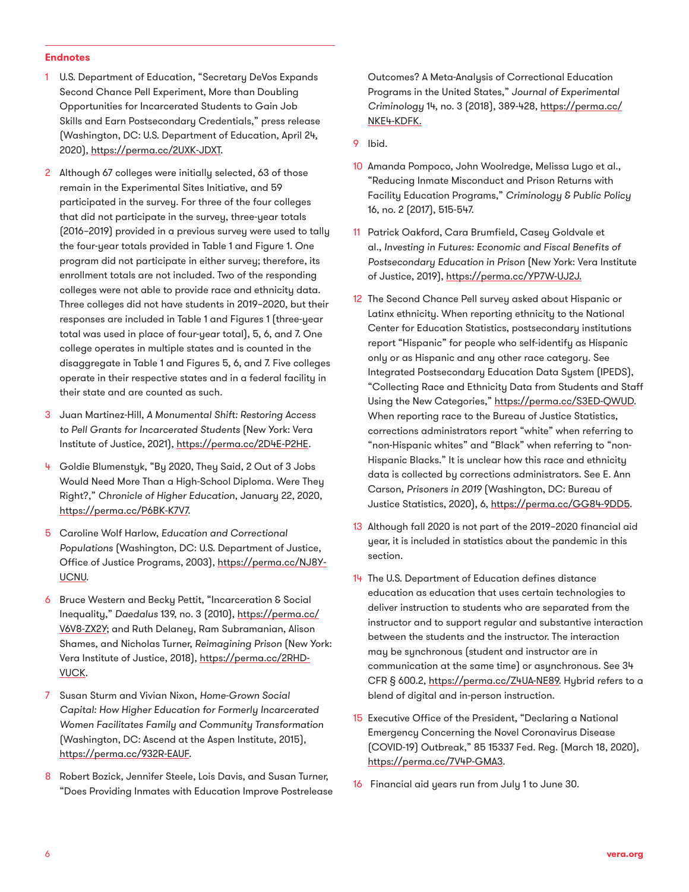#### Endnotes

1. U.S. Department of Education, "Secretary DeVos Expands Second Chance Pell Experiment, More than Doubling Opportunities for Incarcerated Students to Gain Job Skills and Earn Postsecondary Credentials," press release (Washington, DC: U.S. Department of Education, April 24, 2020), https://perma.cc/2UXK-JDXT.

2. Although 67 colleges were initially selected, 63 of those remain in the Experimental Sites Initiative, and 59 participated in the survey. For three of the four colleges that did not participate in the survey, three-year totals (2016–2019) provided in a previous survey were used to tally the four-year totals provided in Table 1 and Figure 1. One program did not participate in either survey; therefore, its enrollment totals are not included. Two of the responding colleges were not able to provide race and ethnicity data. Three colleges did not have students in 2019–2020, but their responses are included in Table 1 and Figures 1 (three-year total was used in place of four-year total), 5, 6, and 7. One college operates in multiple states and is counted in the disaggregate in Table 1 and Figures 5, 6, and 7. Five colleges operate in their respective states and in a federal facility in their state and are counted as such.

3. Juan Martinez-Hill, *A Monumental Shift: Restoring Access to Pell Grants for Incarcerated Students* (New York: Vera Institute of Justice, 2021), https://perma.cc/2D4E-P2HE.

4. Goldie Blumenstyk, "By 2020, They Said, 2 Out of 3 Jobs Would Need More Than a High-School Diploma. Were They Right?," *Chronicle of Higher Education*, January 22, 2020, https://perma.cc/P6BK-K7V7.

5. Caroline Wolf Harlow, *Education and Correctional Populations* (Washington, DC: U.S. Department of Justice, Office of Justice Programs, 2003), https://perma.cc/NJ8Y-UCNU.

6. Bruce Western and Becky Pettit, "Incarceration & Social Inequality," *Daedalus* 139, no. 3 (2010), https://perma.cc/V6V8-ZX2Y; and Ruth Delaney, Ram Subramanian, Alison Shames, and Nicholas Turner, *Reimagining Prison* (New York: Vera Institute of Justice, 2018), https://perma.cc/2RHD-VUCK.

7. Susan Sturm and Vivian Nixon, *Home-Grown Social Capital: How Higher Education for Formerly Incarcerated Women Facilitates Family and Community Transformation* (Washington, DC: Ascend at the Aspen Institute, 2015), https://perma.cc/932R-EAUF.

8. Robert Bozick, Jennifer Steele, Lois Davis, and Susan Turner, "Does Providing Inmates with Education Improve Postrelease Outcomes? A Meta-Analysis of Correctional Education Programs in the United States," *Journal of Experimental Criminology* 14, no. 3 (2018), 389-428, https://perma.cc/NKE4-KDFK.

9. Ibid.

10. Amanda Pompoco, John Woolredge, Melissa Lugo et al., "Reducing Inmate Misconduct and Prison Returns with Facility Education Programs," *Criminology & Public Policy* 16, no. 2 (2017), 515-547.

11. Patrick Oakford, Cara Brumfield, Casey Goldvale et al., *Investing in Futures: Economic and Fiscal Benefits of Postsecondary Education in Prison* (New York: Vera Institute of Justice, 2019), https://perma.cc/YP7W-UJ2J.

12. The Second Chance Pell survey asked about Hispanic or Latinx ethnicity. When reporting ethnicity to the National Center for Education Statistics, postsecondary institutions report "Hispanic" for people who self-identify as Hispanic only or as Hispanic and any other race category. See Integrated Postsecondary Education Data System (IPEDS), "Collecting Race and Ethnicity Data from Students and Staff Using the New Categories," https://perma.cc/S3ED-QWUD. When reporting race to the Bureau of Justice Statistics, corrections administrators report "white" when referring to "non-Hispanic whites" and "Black" when referring to "non-Hispanic Blacks." It is unclear how this race and ethnicity data is collected by corrections administrators. See E. Ann Carson, *Prisoners in 2019* (Washington, DC: Bureau of Justice Statistics, 2020), 6, https://perma.cc/GG84-9DD5.

13. Although fall 2020 is not part of the 2019–2020 financial aid year, it is included in statistics about the pandemic in this section.

14. The U.S. Department of Education defines distance education as education that uses certain technologies to deliver instruction to students who are separated from the instructor and to support regular and substantive interaction between the students and the instructor. The interaction may be synchronous (student and instructor are in communication at the same time) or asynchronous. See 34 CFR § 600.2, https://perma.cc/Z4UA-NE89. Hybrid refers to a blend of digital and in-person instruction.

15. Executive Office of the President, "Declaring a National Emergency Concerning the Novel Coronavirus Disease (COVID-19) Outbreak," 85 15337 Fed. Reg. (March 18, 2020), https://perma.cc/7V4P-GMA3.

16. Financial aid years run from July 1 to June 30.